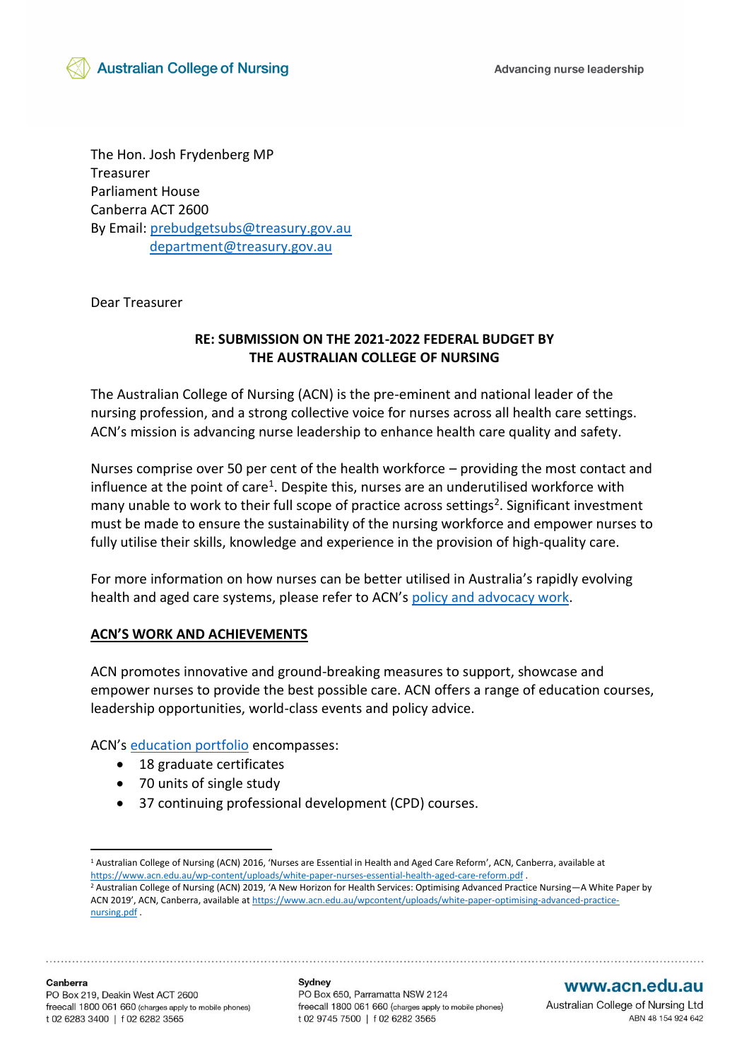The Hon. Josh Frydenberg MP
Treasurer
Parliament House
Canberra ACT 2600
By Email: [prebudgetsubs@treasury.gov.au](mailto:prebudgetsubs@treasury.gov.au)
[department@treasury.gov.au](mailto:department@treasury.gov.au)

Dear Treasurer

**RE: SUBMISSION ON THE 2021-2022 FEDERAL BUDGET BY THE AUSTRALIAN COLLEGE OF NURSING**

The Australian College of Nursing (ACN) is the pre-eminent and national leader of the nursing profession, and a strong collective voice for nurses across all health care settings. ACN's mission is advancing nurse leadership to enhance health care quality and safety.

Nurses comprise over 50 per cent of the health workforce – providing the most contact and influence at the point of care[1]. Despite this, nurses are an underutilised workforce with many unable to work to their full scope of practice across settings[2]. Significant investment must be made to ensure the sustainability of the nursing workforce and empower nurses to fully utilise their skills, knowledge and experience in the provision of high-quality care.

For more information on how nurses can be better utilised in Australia's rapidly evolving health and aged care systems, please refer to ACN's policy and advocacy work.

## ACN'S WORK AND ACHIEVEMENTS

ACN promotes innovative and ground-breaking measures to support, showcase and empower nurses to provide the best possible care. ACN offers a range of education courses, leadership opportunities, world-class events and policy advice.

ACN's education portfolio encompasses:

- 18 graduate certificates
- 70 units of single study
- 37 continuing professional development (CPD) courses.

[1] Australian College of Nursing (ACN) 2016, 'Nurses are Essential in Health and Aged Care Reform', ACN, Canberra, available at https://www.acn.edu.au/wp-content/uploads/white-paper-nurses-essential-health-aged-care-reform.pdf .

[2] Australian College of Nursing (ACN) 2019, 'A New Horizon for Health Services: Optimising Advanced Practice Nursing—A White Paper by ACN 2019', ACN, Canberra, available at https://www.acn.edu.au/wpcontent/uploads/white-paper-optimising-advanced-practice-nursing.pdf .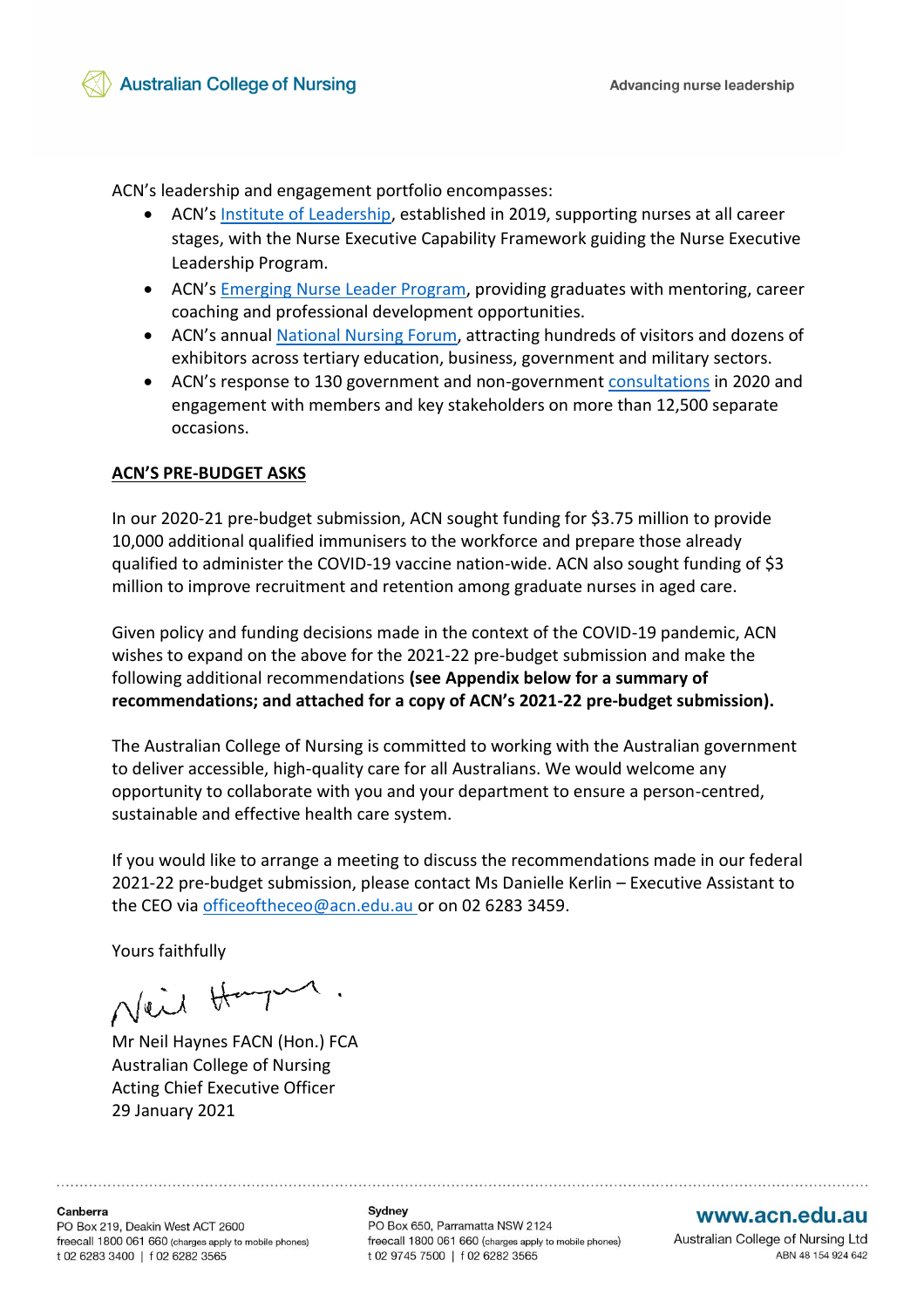ACN's leadership and engagement portfolio encompasses:

- ACN's Institute of Leadership, established in 2019, supporting nurses at all career stages, with the Nurse Executive Capability Framework guiding the Nurse Executive Leadership Program.
- ACN's Emerging Nurse Leader Program, providing graduates with mentoring, career coaching and professional development opportunities.
- ACN's annual National Nursing Forum, attracting hundreds of visitors and dozens of exhibitors across tertiary education, business, government and military sectors.
- ACN's response to 130 government and non-government consultations in 2020 and engagement with members and key stakeholders on more than 12,500 separate occasions.

## ACN'S PRE-BUDGET ASKS

In our 2020-21 pre-budget submission, ACN sought funding for $3.75 million to provide 10,000 additional qualified immunisers to the workforce and prepare those already qualified to administer the COVID-19 vaccine nation-wide. ACN also sought funding of $3 million to improve recruitment and retention among graduate nurses in aged care.

Given policy and funding decisions made in the context of the COVID-19 pandemic, ACN wishes to expand on the above for the 2021-22 pre-budget submission and make the following additional recommendations **(see Appendix below for a summary of recommendations; and attached for a copy of ACN's 2021-22 pre-budget submission).**

The Australian College of Nursing is committed to working with the Australian government to deliver accessible, high-quality care for all Australians. We would welcome any opportunity to collaborate with you and your department to ensure a person-centred, sustainable and effective health care system.

If you would like to arrange a meeting to discuss the recommendations made in our federal 2021-22 pre-budget submission, please contact Ms Danielle Kerlin – Executive Assistant to the CEO via officeoftheceo@acn.edu.au or on 02 6283 3459.

Yours faithfully

Mr Neil Haynes FACN (Hon.) FCA
Australian College of Nursing
Acting Chief Executive Officer
29 January 2021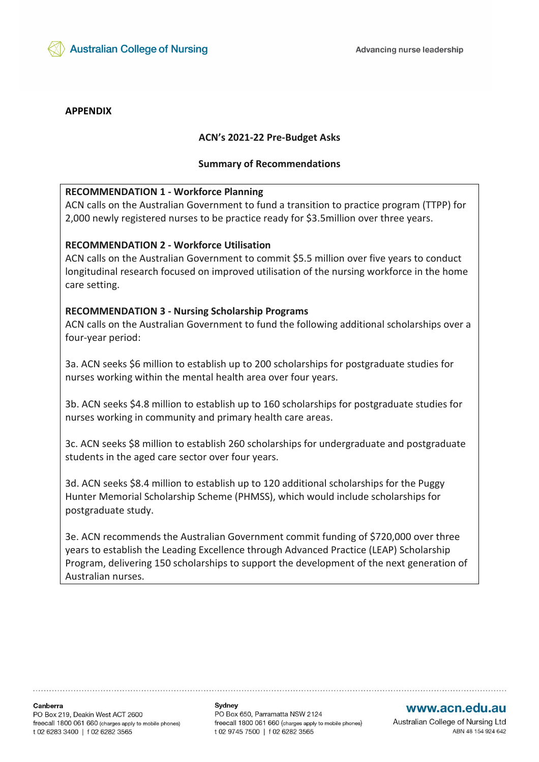**APPENDIX**

## ACN's 2021-22 Pre-Budget Asks

### Summary of Recommendations

**RECOMMENDATION 1 - Workforce Planning**
ACN calls on the Australian Government to fund a transition to practice program (TTPP) for 2,000 newly registered nurses to be practice ready for $3.5million over three years.

**RECOMMENDATION 2 - Workforce Utilisation**
ACN calls on the Australian Government to commit $5.5 million over five years to conduct longitudinal research focused on improved utilisation of the nursing workforce in the home care setting.

**RECOMMENDATION 3 - Nursing Scholarship Programs**
ACN calls on the Australian Government to fund the following additional scholarships over a four-year period:

3a. ACN seeks $6 million to establish up to 200 scholarships for postgraduate studies for nurses working within the mental health area over four years.

3b. ACN seeks $4.8 million to establish up to 160 scholarships for postgraduate studies for nurses working in community and primary health care areas.

3c. ACN seeks $8 million to establish 260 scholarships for undergraduate and postgraduate students in the aged care sector over four years.

3d. ACN seeks $8.4 million to establish up to 120 additional scholarships for the Puggy Hunter Memorial Scholarship Scheme (PHMSS), which would include scholarships for postgraduate study.

3e. ACN recommends the Australian Government commit funding of $720,000 over three years to establish the Leading Excellence through Advanced Practice (LEAP) Scholarship Program, delivering 150 scholarships to support the development of the next generation of Australian nurses.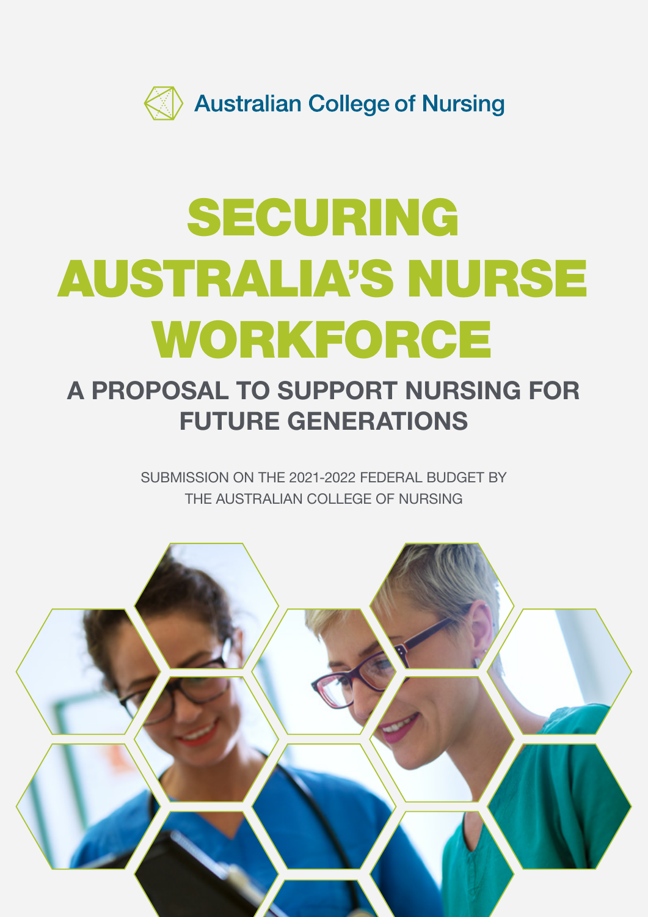Australian College of Nursing

# SECURING AUSTRALIA'S NURSE WORKFORCE

## A PROPOSAL TO SUPPORT NURSING FOR FUTURE GENERATIONS

SUBMISSION ON THE 2021-2022 FEDERAL BUDGET BY THE AUSTRALIAN COLLEGE OF NURSING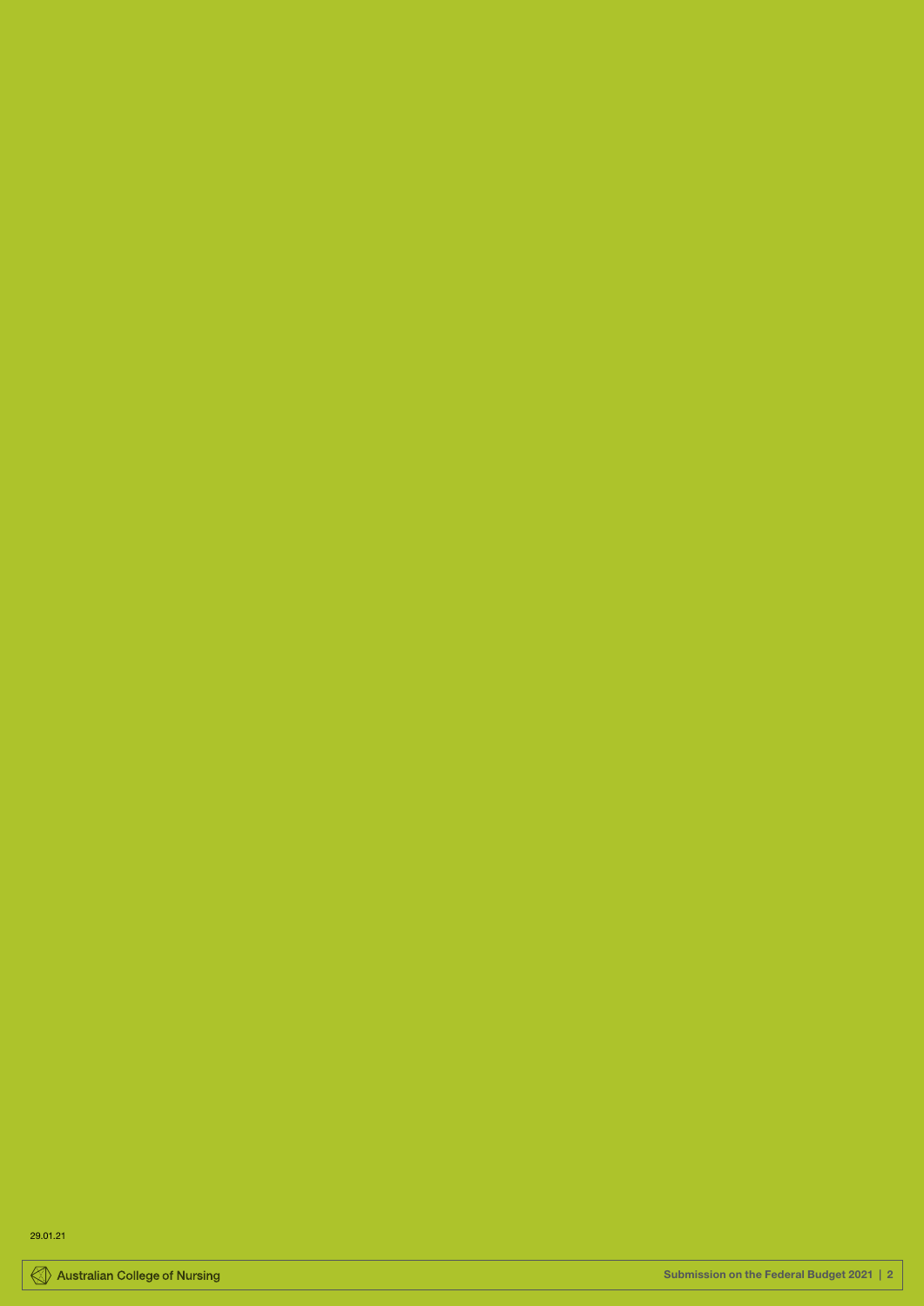29.01.21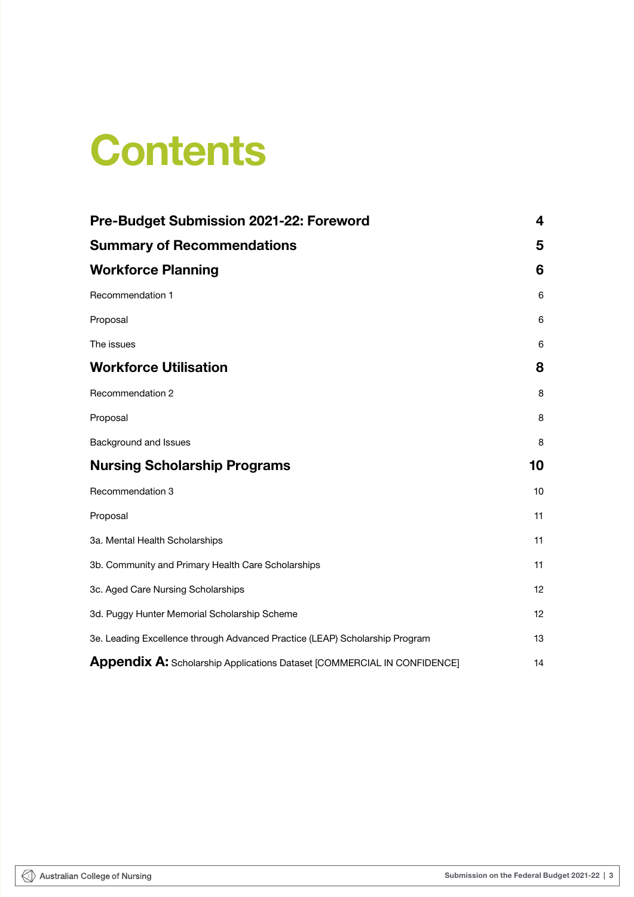# Contents

| | |
|---|---|
| **Pre-Budget Submission 2021-22: Foreword** | **4** |
| **Summary of Recommendations** | **5** |
| **Workforce Planning** | **6** |
| Recommendation 1 | 6 |
| Proposal | 6 |
| The issues | 6 |
| **Workforce Utilisation** | **8** |
| Recommendation 2 | 8 |
| Proposal | 8 |
| Background and Issues | 8 |
| **Nursing Scholarship Programs** | **10** |
| Recommendation 3 | 10 |
| Proposal | 11 |
| 3a. Mental Health Scholarships | 11 |
| 3b. Community and Primary Health Care Scholarships | 11 |
| 3c. Aged Care Nursing Scholarships | 12 |
| 3d. Puggy Hunter Memorial Scholarship Scheme | 12 |
| 3e. Leading Excellence through Advanced Practice (LEAP) Scholarship Program | 13 |
| **Appendix A:** Scholarship Applications Dataset [COMMERCIAL IN CONFIDENCE] | 14 |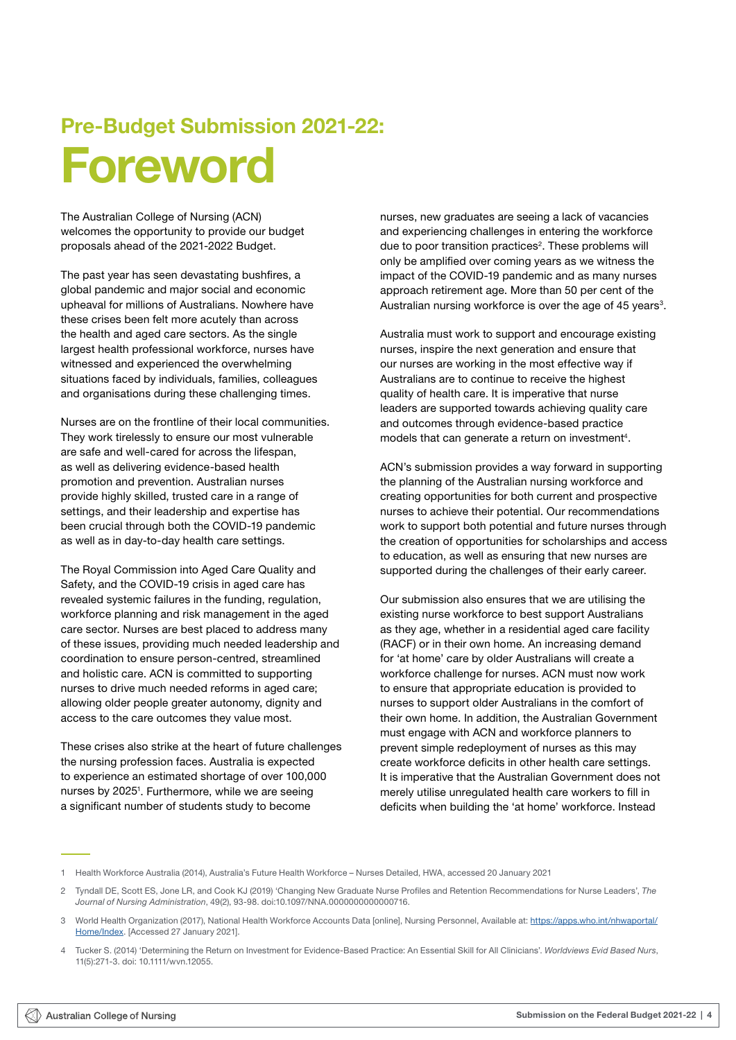## Pre-Budget Submission 2021-22:

# Foreword

The Australian College of Nursing (ACN) welcomes the opportunity to provide our budget proposals ahead of the 2021-2022 Budget.

The past year has seen devastating bushfires, a global pandemic and major social and economic upheaval for millions of Australians. Nowhere have these crises been felt more acutely than across the health and aged care sectors. As the single largest health professional workforce, nurses have witnessed and experienced the overwhelming situations faced by individuals, families, colleagues and organisations during these challenging times.

Nurses are on the frontline of their local communities. They work tirelessly to ensure our most vulnerable are safe and well-cared for across the lifespan, as well as delivering evidence-based health promotion and prevention. Australian nurses provide highly skilled, trusted care in a range of settings, and their leadership and expertise has been crucial through both the COVID-19 pandemic as well as in day-to-day health care settings.

The Royal Commission into Aged Care Quality and Safety, and the COVID-19 crisis in aged care has revealed systemic failures in the funding, regulation, workforce planning and risk management in the aged care sector. Nurses are best placed to address many of these issues, providing much needed leadership and coordination to ensure person-centred, streamlined and holistic care. ACN is committed to supporting nurses to drive much needed reforms in aged care; allowing older people greater autonomy, dignity and access to the care outcomes they value most.

These crises also strike at the heart of future challenges the nursing profession faces. Australia is expected to experience an estimated shortage of over 100,000 nurses by 2025[1]. Furthermore, while we are seeing a significant number of students study to become nurses, new graduates are seeing a lack of vacancies and experiencing challenges in entering the workforce due to poor transition practices[2]. These problems will only be amplified over coming years as we witness the impact of the COVID-19 pandemic and as many nurses approach retirement age. More than 50 per cent of the Australian nursing workforce is over the age of 45 years[3].

Australia must work to support and encourage existing nurses, inspire the next generation and ensure that our nurses are working in the most effective way if Australians are to continue to receive the highest quality of health care. It is imperative that nurse leaders are supported towards achieving quality care and outcomes through evidence-based practice models that can generate a return on investment[4].

ACN's submission provides a way forward in supporting the planning of the Australian nursing workforce and creating opportunities for both current and prospective nurses to achieve their potential. Our recommendations work to support both potential and future nurses through the creation of opportunities for scholarships and access to education, as well as ensuring that new nurses are supported during the challenges of their early career.

Our submission also ensures that we are utilising the existing nurse workforce to best support Australians as they age, whether in a residential aged care facility (RACF) or in their own home. An increasing demand for 'at home' care by older Australians will create a workforce challenge for nurses. ACN must now work to ensure that appropriate education is provided to nurses to support older Australians in the comfort of their own home. In addition, the Australian Government must engage with ACN and workforce planners to prevent simple redeployment of nurses as this may create workforce deficits in other health care settings. It is imperative that the Australian Government does not merely utilise unregulated health care workers to fill in deficits when building the 'at home' workforce. Instead

---

1 Health Workforce Australia (2014), Australia's Future Health Workforce – Nurses Detailed, HWA, accessed 20 January 2021

2 Tyndall DE, Scott ES, Jone LR, and Cook KJ (2019) 'Changing New Graduate Nurse Profiles and Retention Recommendations for Nurse Leaders', *The Journal of Nursing Administration*, 49(2), 93-98. doi:10.1097/NNA.0000000000000716.

3 World Health Organization (2017), National Health Workforce Accounts Data [online], Nursing Personnel, Available at: https://apps.who.int/nhwaportal/Home/Index. [Accessed 27 January 2021].

4 Tucker S. (2014) 'Determining the Return on Investment for Evidence-Based Practice: An Essential Skill for All Clinicians'. *Worldviews Evid Based Nurs*, 11(5):271-3. doi: 10.1111/wvn.12055.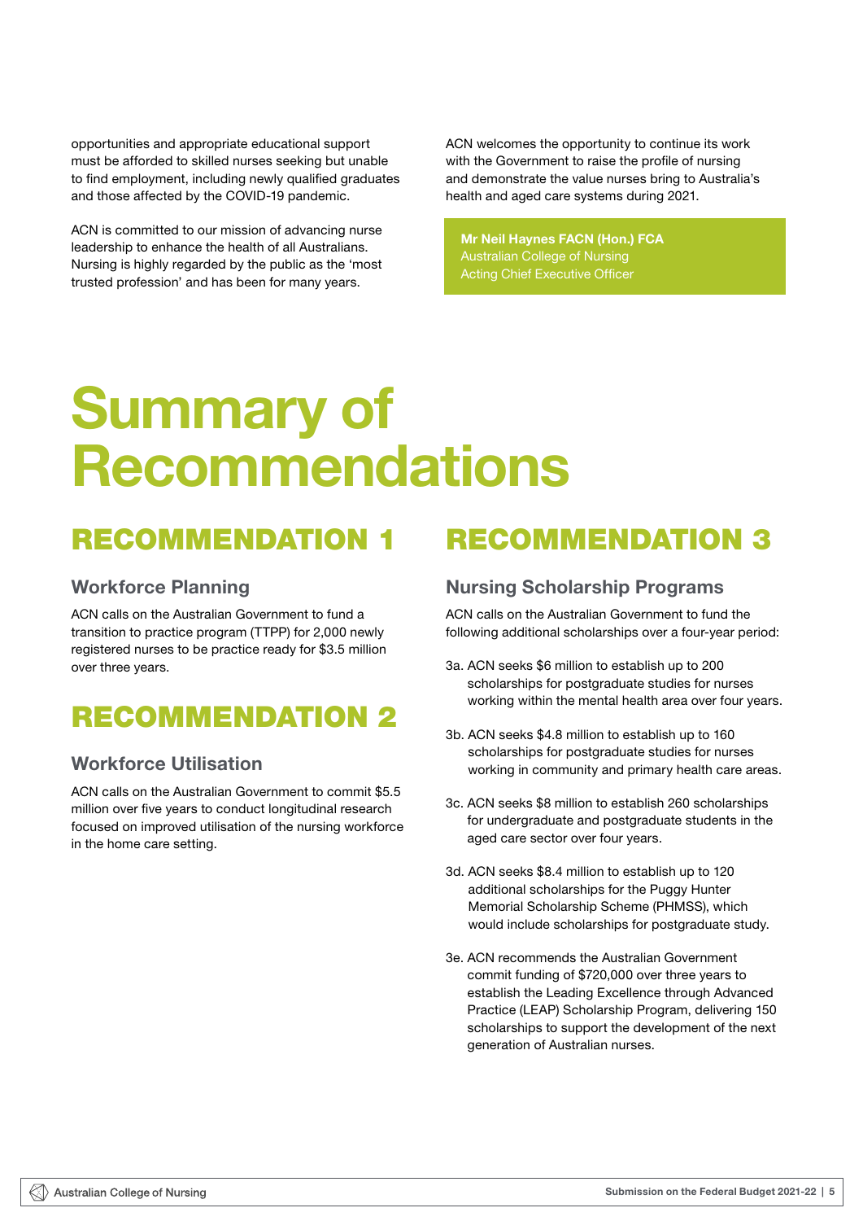opportunities and appropriate educational support must be afforded to skilled nurses seeking but unable to find employment, including newly qualified graduates and those affected by the COVID-19 pandemic.

ACN is committed to our mission of advancing nurse leadership to enhance the health of all Australians. Nursing is highly regarded by the public as the 'most trusted profession' and has been for many years.

ACN welcomes the opportunity to continue its work with the Government to raise the profile of nursing and demonstrate the value nurses bring to Australia's health and aged care systems during 2021.

**Mr Neil Haynes FACN (Hon.) FCA**
Australian College of Nursing
Acting Chief Executive Officer

# Summary of Recommendations

## RECOMMENDATION 1

### Workforce Planning

ACN calls on the Australian Government to fund a transition to practice program (TTPP) for 2,000 newly registered nurses to be practice ready for $3.5 million over three years.

## RECOMMENDATION 2

### Workforce Utilisation

ACN calls on the Australian Government to commit $5.5 million over five years to conduct longitudinal research focused on improved utilisation of the nursing workforce in the home care setting.

## RECOMMENDATION 3

### Nursing Scholarship Programs

ACN calls on the Australian Government to fund the following additional scholarships over a four-year period:

3a. ACN seeks $6 million to establish up to 200 scholarships for postgraduate studies for nurses working within the mental health area over four years.

3b. ACN seeks $4.8 million to establish up to 160 scholarships for postgraduate studies for nurses working in community and primary health care areas.

3c. ACN seeks $8 million to establish 260 scholarships for undergraduate and postgraduate students in the aged care sector over four years.

3d. ACN seeks $8.4 million to establish up to 120 additional scholarships for the Puggy Hunter Memorial Scholarship Scheme (PHMSS), which would include scholarships for postgraduate study.

3e. ACN recommends the Australian Government commit funding of $720,000 over three years to establish the Leading Excellence through Advanced Practice (LEAP) Scholarship Program, delivering 150 scholarships to support the development of the next generation of Australian nurses.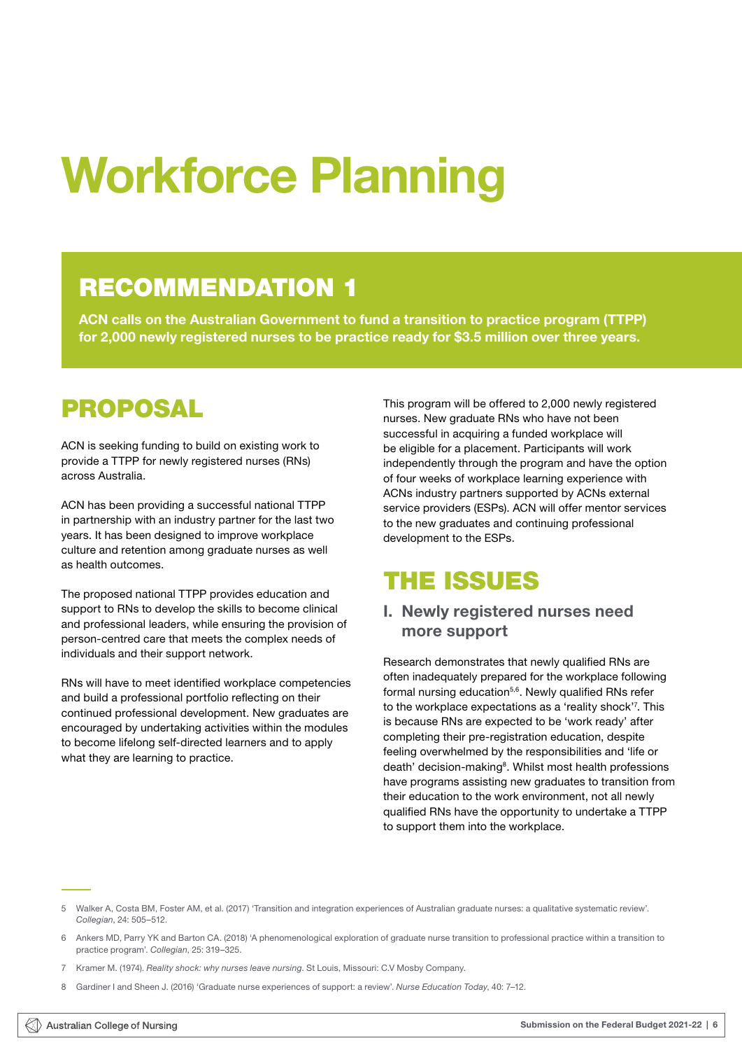# Workforce Planning

## RECOMMENDATION 1

**ACN calls on the Australian Government to fund a transition to practice program (TTPP) for 2,000 newly registered nurses to be practice ready for $3.5 million over three years.**

## PROPOSAL

ACN is seeking funding to build on existing work to provide a TTPP for newly registered nurses (RNs) across Australia.

ACN has been providing a successful national TTPP in partnership with an industry partner for the last two years. It has been designed to improve workplace culture and retention among graduate nurses as well as health outcomes.

The proposed national TTPP provides education and support to RNs to develop the skills to become clinical and professional leaders, while ensuring the provision of person-centred care that meets the complex needs of individuals and their support network.

RNs will have to meet identified workplace competencies and build a professional portfolio reflecting on their continued professional development. New graduates are encouraged by undertaking activities within the modules to become lifelong self-directed learners and to apply what they are learning to practice.

This program will be offered to 2,000 newly registered nurses. New graduate RNs who have not been successful in acquiring a funded workplace will be eligible for a placement. Participants will work independently through the program and have the option of four weeks of workplace learning experience with ACNs industry partners supported by ACNs external service providers (ESPs). ACN will offer mentor services to the new graduates and continuing professional development to the ESPs.

## THE ISSUES

### I. Newly registered nurses need more support

Research demonstrates that newly qualified RNs are often inadequately prepared for the workplace following formal nursing education[5,6]. Newly qualified RNs refer to the workplace expectations as a 'reality shock'[7]. This is because RNs are expected to be 'work ready' after completing their pre-registration education, despite feeling overwhelmed by the responsibilities and 'life or death' decision-making[8]. Whilst most health professions have programs assisting new graduates to transition from their education to the work environment, not all newly qualified RNs have the opportunity to undertake a TTPP to support them into the workplace.

---

5 Walker A, Costa BM, Foster AM, et al. (2017) 'Transition and integration experiences of Australian graduate nurses: a qualitative systematic review'. *Collegian*, 24: 505–512.

6 Ankers MD, Parry YK and Barton CA. (2018) 'A phenomenological exploration of graduate nurse transition to professional practice within a transition to practice program'. *Collegian*, 25: 319–325.

7 Kramer M. (1974). *Reality shock: why nurses leave nursing*. St Louis, Missouri: C.V Mosby Company.

8 Gardiner I and Sheen J. (2016) 'Graduate nurse experiences of support: a review'. *Nurse Education Today*, 40: 7–12.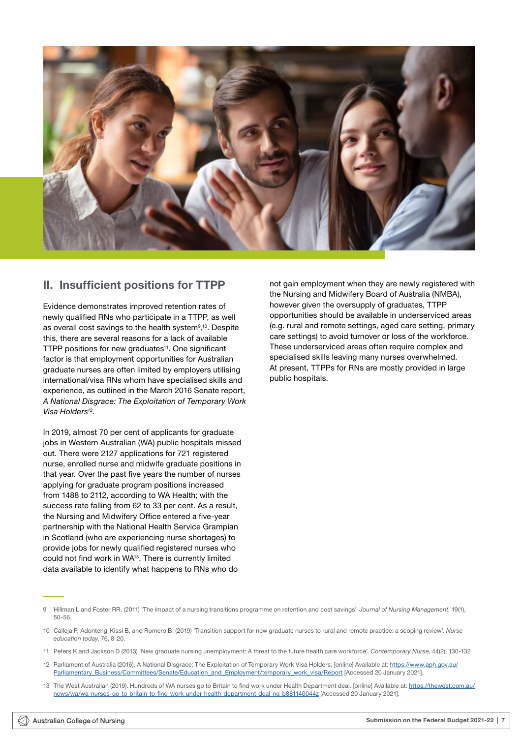## II. Insufficient positions for TTPP

Evidence demonstrates improved retention rates of newly qualified RNs who participate in a TTPP, as well as overall cost savings to the health system[9,10]. Despite this, there are several reasons for a lack of available TTPP positions for new graduates[11]. One significant factor is that employment opportunities for Australian graduate nurses are often limited by employers utilising international/visa RNs whom have specialised skills and experience, as outlined in the March 2016 Senate report, *A National Disgrace: The Exploitation of Temporary Work Visa Holders*[12].

In 2019, almost 70 per cent of applicants for graduate jobs in Western Australian (WA) public hospitals missed out. There were 2127 applications for 721 registered nurse, enrolled nurse and midwife graduate positions in that year. Over the past five years the number of nurses applying for graduate program positions increased from 1488 to 2112, according to WA Health; with the success rate falling from 62 to 33 per cent. As a result, the Nursing and Midwifery Office entered a five-year partnership with the National Health Service Grampian in Scotland (who are experiencing nurse shortages) to provide jobs for newly qualified registered nurses who could not find work in WA[13]. There is currently limited data available to identify what happens to RNs who do not gain employment when they are newly registered with the Nursing and Midwifery Board of Australia (NMBA), however given the oversupply of graduates, TTPP opportunities should be available in underserviced areas (e.g. rural and remote settings, aged care setting, primary care settings) to avoid turnover or loss of the workforce. These underserviced areas often require complex and specialised skills leaving many nurses overwhelmed. At present, TTPPs for RNs are mostly provided in large public hospitals.

---

9 Hillman L and Foster RR. (2011) 'The impact of a nursing transitions programme on retention and cost savings'. *Journal of Nursing Management*, 19(1), 50-56.

10 Calleja P, Adonteng-Kissi B, and Romero B. (2019) 'Transition support for new graduate nurses to rural and remote practice: a scoping review'. *Nurse education today*, 76, 8-20.

11 Peters K and Jackson D (2013) 'New graduate nursing unemployment: A threat to the future health care workforce'. *Contemporary Nurse*, 44(2), 130-132

12 Parliament of Australia (2016). A National Disgrace: The Exploitation of Temporary Work Visa Holders. [online] Available at: https://www.aph.gov.au/Parliamentary_Business/Committees/Senate/Education_and_Employment/temporary_work_visa/Report [Accessed 20 January 2021].

13 The West Australian (2019). Hundreds of WA nurses go to Britain to find work under Health Department deal. [online] Available at: https://thewest.com.au/news/wa/wa-nurses-go-to-britain-to-find-work-under-health-department-deal-ng-b881140044z [Accessed 20 January 2021].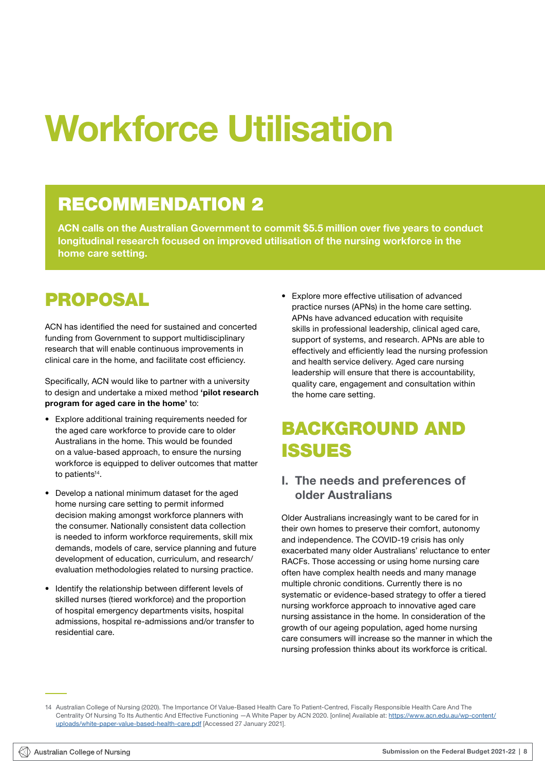# Workforce Utilisation

## RECOMMENDATION 2

**ACN calls on the Australian Government to commit $5.5 million over five years to conduct longitudinal research focused on improved utilisation of the nursing workforce in the home care setting.**

## PROPOSAL

ACN has identified the need for sustained and concerted funding from Government to support multidisciplinary research that will enable continuous improvements in clinical care in the home, and facilitate cost efficiency.

Specifically, ACN would like to partner with a university to design and undertake a mixed method **'pilot research program for aged care in the home'** to:

- Explore additional training requirements needed for the aged care workforce to provide care to older Australians in the home. This would be founded on a value-based approach, to ensure the nursing workforce is equipped to deliver outcomes that matter to patients[14].
- Develop a national minimum dataset for the aged home nursing care setting to permit informed decision making amongst workforce planners with the consumer. Nationally consistent data collection is needed to inform workforce requirements, skill mix demands, models of care, service planning and future development of education, curriculum, and research/evaluation methodologies related to nursing practice.
- Identify the relationship between different levels of skilled nurses (tiered workforce) and the proportion of hospital emergency departments visits, hospital admissions, hospital re-admissions and/or transfer to residential care.
- Explore more effective utilisation of advanced practice nurses (APNs) in the home care setting. APNs have advanced education with requisite skills in professional leadership, clinical aged care, support of systems, and research. APNs are able to effectively and efficiently lead the nursing profession and health service delivery. Aged care nursing leadership will ensure that there is accountability, quality care, engagement and consultation within the home care setting.

## BACKGROUND AND ISSUES

### I. The needs and preferences of older Australians

Older Australians increasingly want to be cared for in their own homes to preserve their comfort, autonomy and independence. The COVID-19 crisis has only exacerbated many older Australians' reluctance to enter RACFs. Those accessing or using home nursing care often have complex health needs and many manage multiple chronic conditions. Currently there is no systematic or evidence-based strategy to offer a tiered nursing workforce approach to innovative aged care nursing assistance in the home. In consideration of the growth of our ageing population, aged home nursing care consumers will increase so the manner in which the nursing profession thinks about its workforce is critical.

---

14 Australian College of Nursing (2020). The Importance Of Value-Based Health Care To Patient-Centred, Fiscally Responsible Health Care And The Centrality Of Nursing To Its Authentic And Effective Functioning —A White Paper by ACN 2020. [online] Available at: https://www.acn.edu.au/wp-content/uploads/white-paper-value-based-health-care.pdf [Accessed 27 January 2021].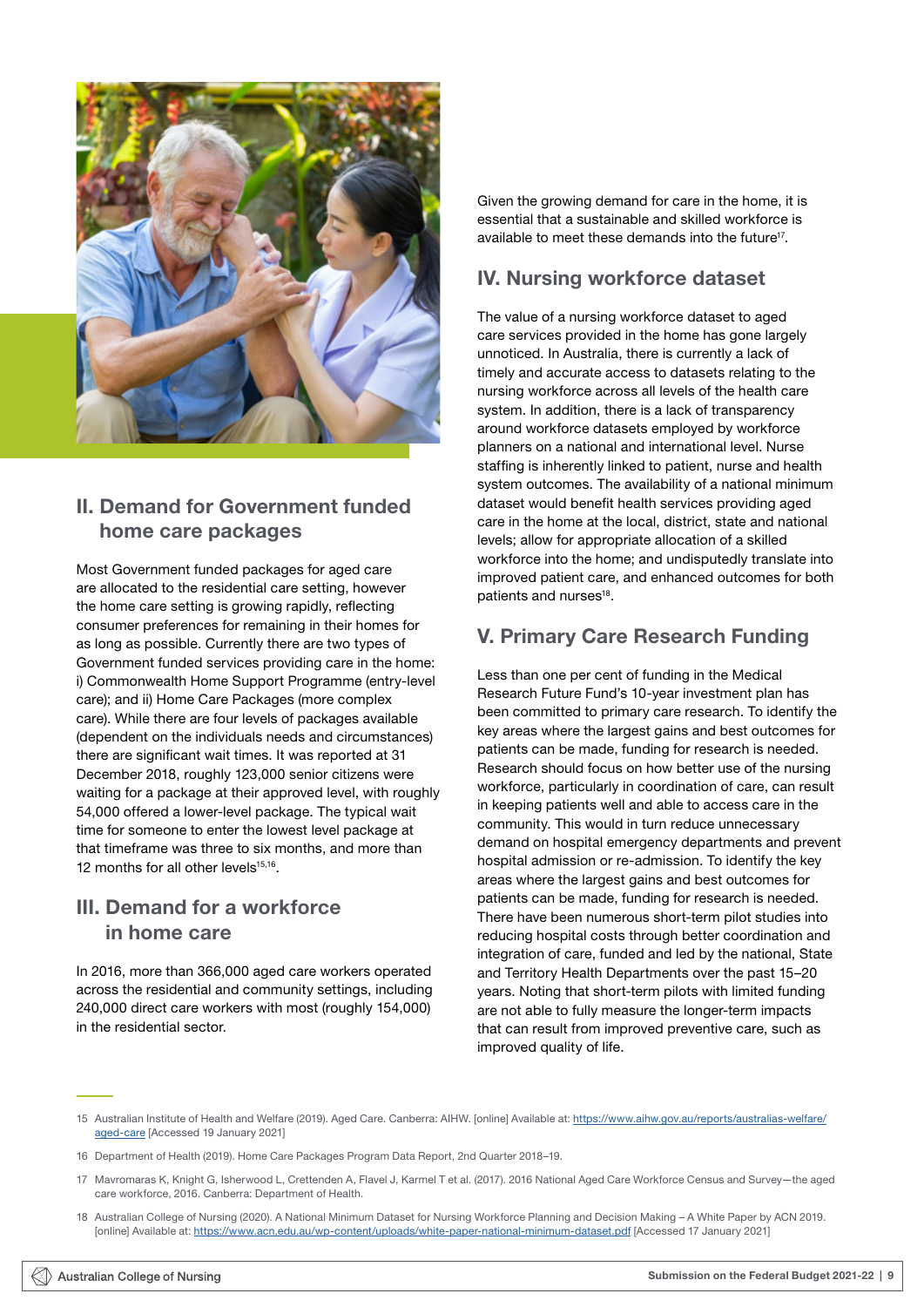## II. Demand for Government funded home care packages

Most Government funded packages for aged care are allocated to the residential care setting, however the home care setting is growing rapidly, reflecting consumer preferences for remaining in their homes for as long as possible. Currently there are two types of Government funded services providing care in the home: i) Commonwealth Home Support Programme (entry-level care); and ii) Home Care Packages (more complex care). While there are four levels of packages available (dependent on the individuals needs and circumstances) there are significant wait times. It was reported at 31 December 2018, roughly 123,000 senior citizens were waiting for a package at their approved level, with roughly 54,000 offered a lower-level package. The typical wait time for someone to enter the lowest level package at that timeframe was three to six months, and more than 12 months for all other levels[15,16].

## III. Demand for a workforce in home care

In 2016, more than 366,000 aged care workers operated across the residential and community settings, including 240,000 direct care workers with most (roughly 154,000) in the residential sector.

Given the growing demand for care in the home, it is essential that a sustainable and skilled workforce is available to meet these demands into the future[17].

## IV. Nursing workforce dataset

The value of a nursing workforce dataset to aged care services provided in the home has gone largely unnoticed. In Australia, there is currently a lack of timely and accurate access to datasets relating to the nursing workforce across all levels of the health care system. In addition, there is a lack of transparency around workforce datasets employed by workforce planners on a national and international level. Nurse staffing is inherently linked to patient, nurse and health system outcomes. The availability of a national minimum dataset would benefit health services providing aged care in the home at the local, district, state and national levels; allow for appropriate allocation of a skilled workforce into the home; and undisputedly translate into improved patient care, and enhanced outcomes for both patients and nurses[18].

## V. Primary Care Research Funding

Less than one per cent of funding in the Medical Research Future Fund's 10-year investment plan has been committed to primary care research. To identify the key areas where the largest gains and best outcomes for patients can be made, funding for research is needed. Research should focus on how better use of the nursing workforce, particularly in coordination of care, can result in keeping patients well and able to access care in the community. This would in turn reduce unnecessary demand on hospital emergency departments and prevent hospital admission or re-admission. To identify the key areas where the largest gains and best outcomes for patients can be made, funding for research is needed. There have been numerous short-term pilot studies into reducing hospital costs through better coordination and integration of care, funded and led by the national, State and Territory Health Departments over the past 15–20 years. Noting that short-term pilots with limited funding are not able to fully measure the longer-term impacts that can result from improved preventive care, such as improved quality of life.

---

15 Australian Institute of Health and Welfare (2019). Aged Care. Canberra: AIHW. [online] Available at: https://www.aihw.gov.au/reports/australias-welfare/aged-care [Accessed 19 January 2021]

16 Department of Health (2019). Home Care Packages Program Data Report, 2nd Quarter 2018–19.

17 Mavromaras K, Knight G, Isherwood L, Crettenden A, Flavel J, Karmel T et al. (2017). 2016 National Aged Care Workforce Census and Survey—the aged care workforce, 2016. Canberra: Department of Health.

18 Australian College of Nursing (2020). A National Minimum Dataset for Nursing Workforce Planning and Decision Making – A White Paper by ACN 2019. [online] Available at: https://www.acn.edu.au/wp-content/uploads/white-paper-national-minimum-dataset.pdf [Accessed 17 January 2021]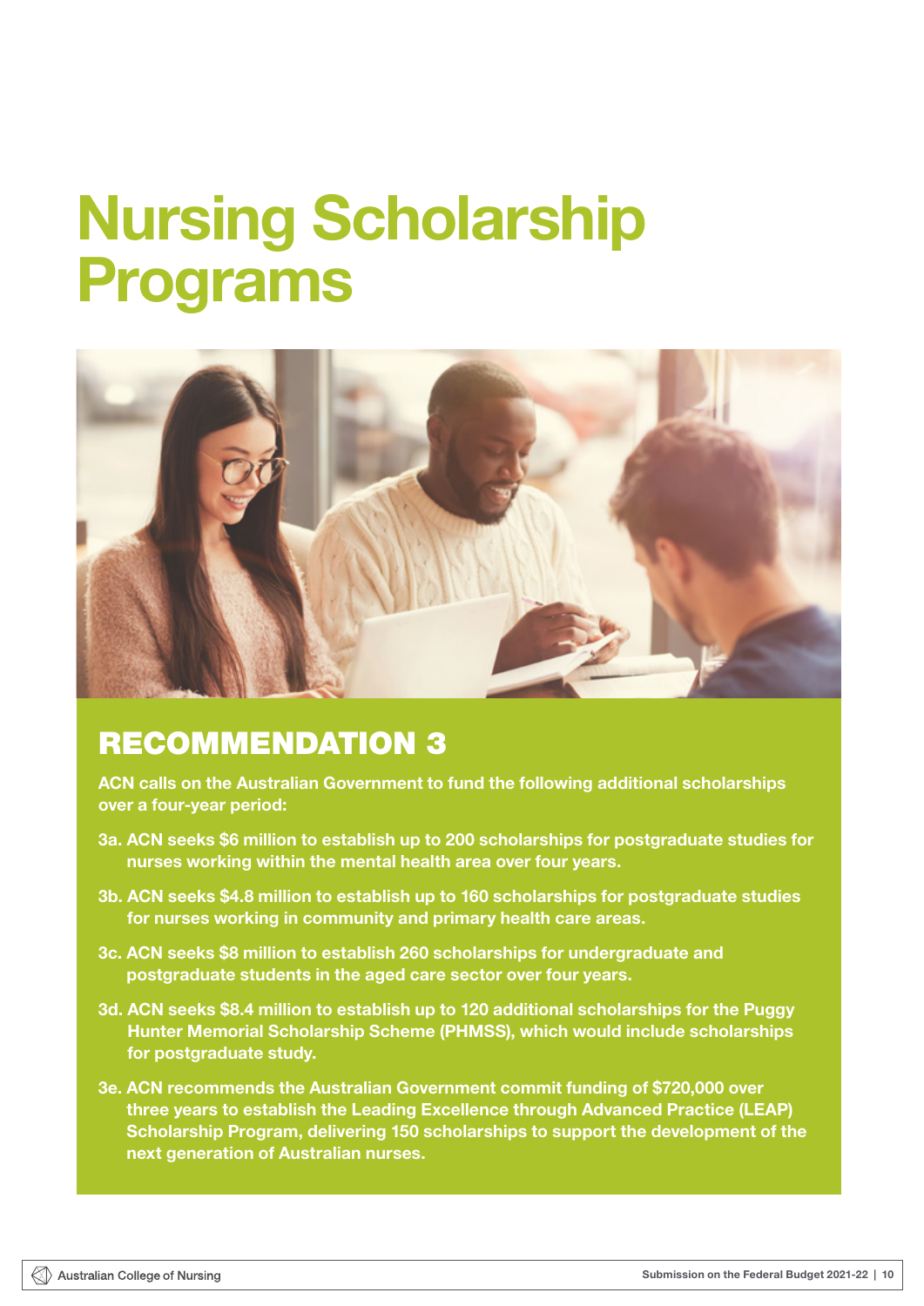# Nursing Scholarship Programs

## RECOMMENDATION 3

**ACN calls on the Australian Government to fund the following additional scholarships over a four-year period:**

**3a. ACN seeks $6 million to establish up to 200 scholarships for postgraduate studies for nurses working within the mental health area over four years.**

**3b. ACN seeks $4.8 million to establish up to 160 scholarships for postgraduate studies for nurses working in community and primary health care areas.**

**3c. ACN seeks $8 million to establish 260 scholarships for undergraduate and postgraduate students in the aged care sector over four years.**

**3d. ACN seeks $8.4 million to establish up to 120 additional scholarships for the Puggy Hunter Memorial Scholarship Scheme (PHMSS), which would include scholarships for postgraduate study.**

**3e. ACN recommends the Australian Government commit funding of $720,000 over three years to establish the Leading Excellence through Advanced Practice (LEAP) Scholarship Program, delivering 150 scholarships to support the development of the next generation of Australian nurses.**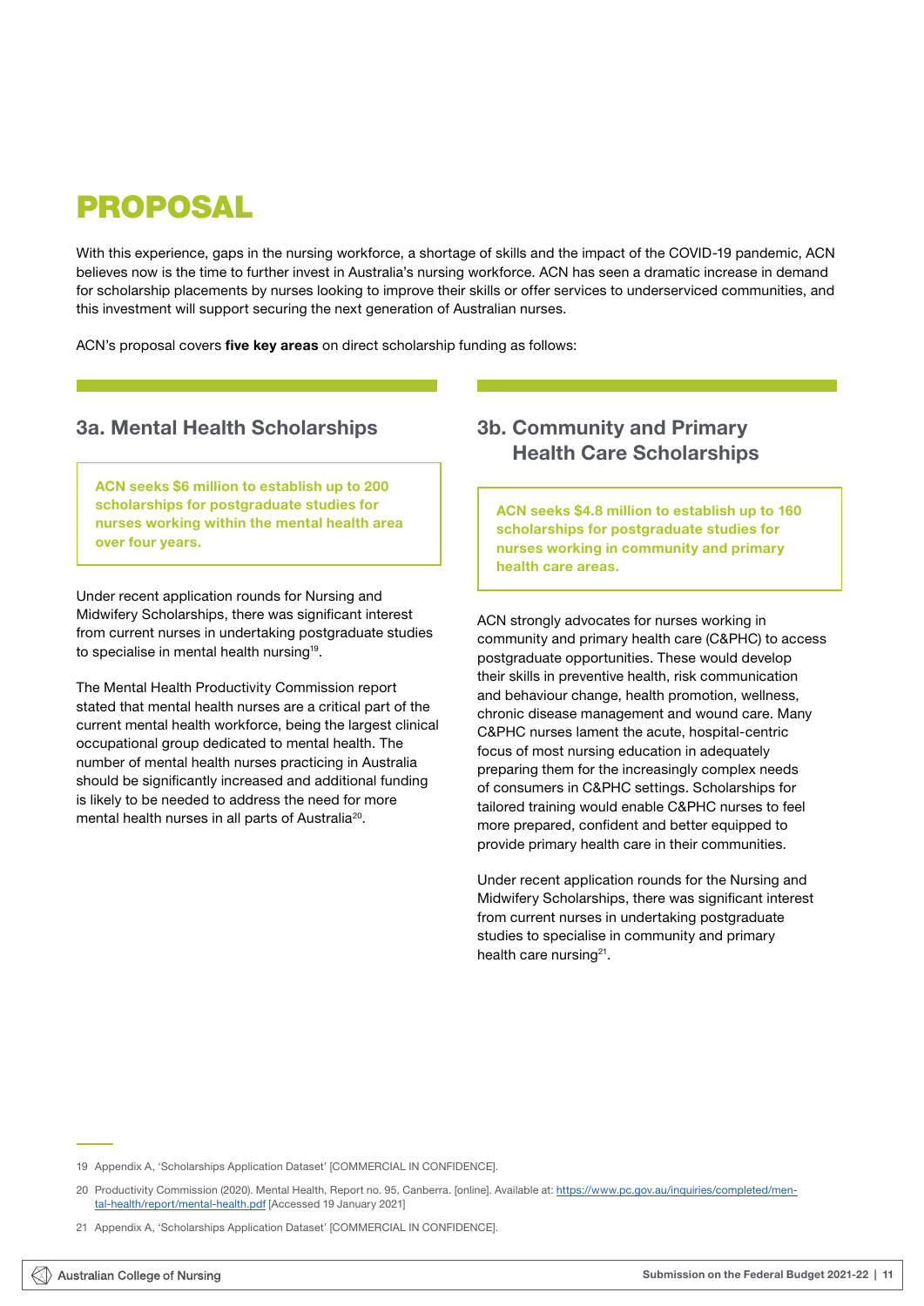# PROPOSAL

With this experience, gaps in the nursing workforce, a shortage of skills and the impact of the COVID-19 pandemic, ACN believes now is the time to further invest in Australia's nursing workforce. ACN has seen a dramatic increase in demand for scholarship placements by nurses looking to improve their skills or offer services to underserviced communities, and this investment will support securing the next generation of Australian nurses.

ACN's proposal covers **five key areas** on direct scholarship funding as follows:

## 3a. Mental Health Scholarships

**ACN seeks $6 million to establish up to 200 scholarships for postgraduate studies for nurses working within the mental health area over four years.**

Under recent application rounds for Nursing and Midwifery Scholarships, there was significant interest from current nurses in undertaking postgraduate studies to specialise in mental health nursing[19].

The Mental Health Productivity Commission report stated that mental health nurses are a critical part of the current mental health workforce, being the largest clinical occupational group dedicated to mental health. The number of mental health nurses practicing in Australia should be significantly increased and additional funding is likely to be needed to address the need for more mental health nurses in all parts of Australia[20].

## 3b. Community and Primary Health Care Scholarships

**ACN seeks $4.8 million to establish up to 160 scholarships for postgraduate studies for nurses working in community and primary health care areas.**

ACN strongly advocates for nurses working in community and primary health care (C&PHC) to access postgraduate opportunities. These would develop their skills in preventive health, risk communication and behaviour change, health promotion, wellness, chronic disease management and wound care. Many C&PHC nurses lament the acute, hospital-centric focus of most nursing education in adequately preparing them for the increasingly complex needs of consumers in C&PHC settings. Scholarships for tailored training would enable C&PHC nurses to feel more prepared, confident and better equipped to provide primary health care in their communities.

Under recent application rounds for the Nursing and Midwifery Scholarships, there was significant interest from current nurses in undertaking postgraduate studies to specialise in community and primary health care nursing[21].

---

19 Appendix A, 'Scholarships Application Dataset' [COMMERCIAL IN CONFIDENCE].

20 Productivity Commission (2020). Mental Health, Report no. 95, Canberra. [online]. Available at: https://www.pc.gov.au/inquiries/completed/mental-health/report/mental-health.pdf [Accessed 19 January 2021]

21 Appendix A, 'Scholarships Application Dataset' [COMMERCIAL IN CONFIDENCE].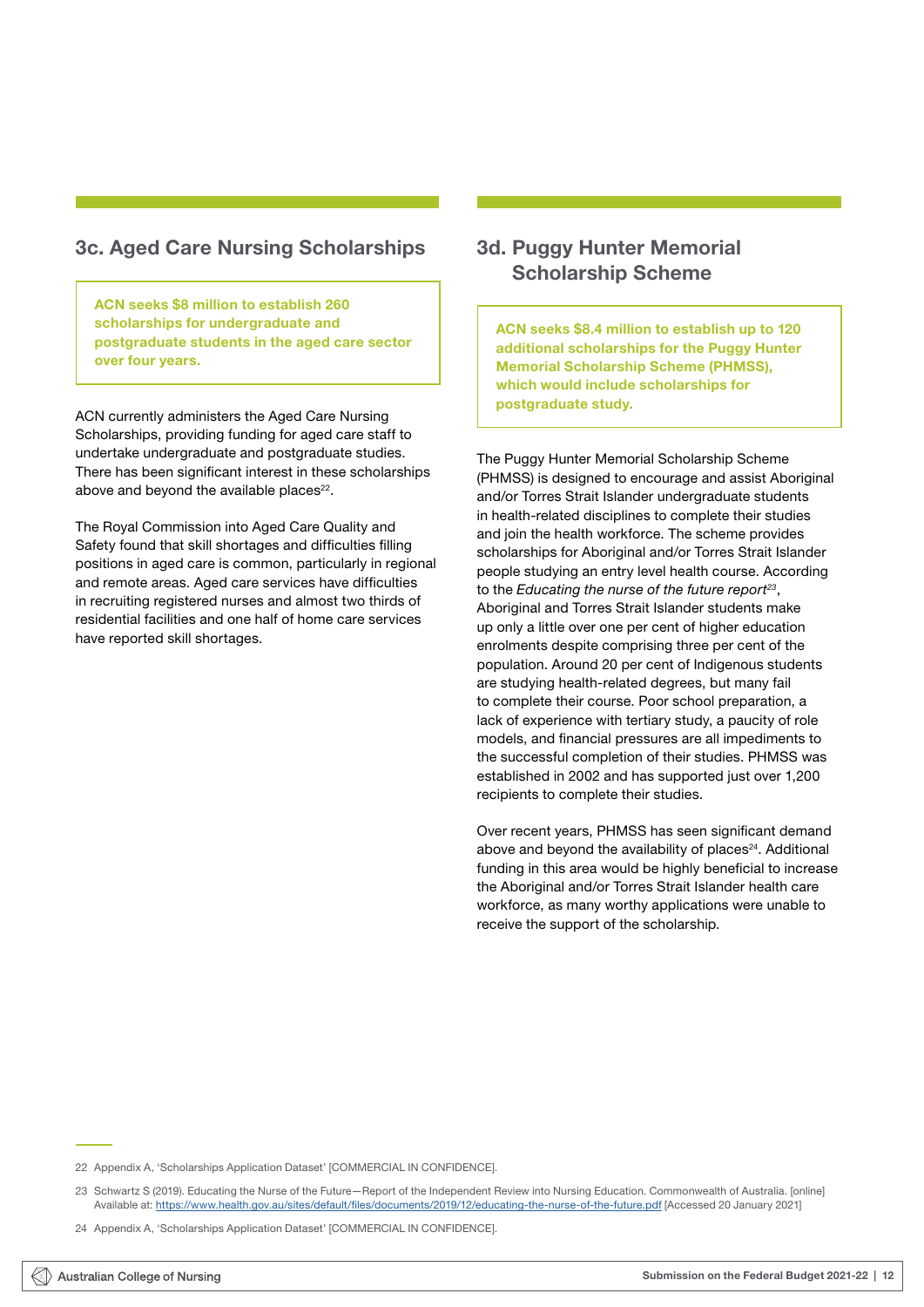## 3c. Aged Care Nursing Scholarships

**ACN seeks $8 million to establish 260 scholarships for undergraduate and postgraduate students in the aged care sector over four years.**

ACN currently administers the Aged Care Nursing Scholarships, providing funding for aged care staff to undertake undergraduate and postgraduate studies. There has been significant interest in these scholarships above and beyond the available places[22].

The Royal Commission into Aged Care Quality and Safety found that skill shortages and difficulties filling positions in aged care is common, particularly in regional and remote areas. Aged care services have difficulties in recruiting registered nurses and almost two thirds of residential facilities and one half of home care services have reported skill shortages.

## 3d. Puggy Hunter Memorial Scholarship Scheme

**ACN seeks $8.4 million to establish up to 120 additional scholarships for the Puggy Hunter Memorial Scholarship Scheme (PHMSS), which would include scholarships for postgraduate study.**

The Puggy Hunter Memorial Scholarship Scheme (PHMSS) is designed to encourage and assist Aboriginal and/or Torres Strait Islander undergraduate students in health-related disciplines to complete their studies and join the health workforce. The scheme provides scholarships for Aboriginal and/or Torres Strait Islander people studying an entry level health course. According to the *Educating the nurse of the future report*[23], Aboriginal and Torres Strait Islander students make up only a little over one per cent of higher education enrolments despite comprising three per cent of the population. Around 20 per cent of Indigenous students are studying health-related degrees, but many fail to complete their course. Poor school preparation, a lack of experience with tertiary study, a paucity of role models, and financial pressures are all impediments to the successful completion of their studies. PHMSS was established in 2002 and has supported just over 1,200 recipients to complete their studies.

Over recent years, PHMSS has seen significant demand above and beyond the availability of places[24]. Additional funding in this area would be highly beneficial to increase the Aboriginal and/or Torres Strait Islander health care workforce, as many worthy applications were unable to receive the support of the scholarship.

---

22 Appendix A, 'Scholarships Application Dataset' [COMMERCIAL IN CONFIDENCE].

23 Schwartz S (2019). Educating the Nurse of the Future—Report of the Independent Review into Nursing Education. Commonwealth of Australia. [online] Available at: https://www.health.gov.au/sites/default/files/documents/2019/12/educating-the-nurse-of-the-future.pdf [Accessed 20 January 2021]

24 Appendix A, 'Scholarships Application Dataset' [COMMERCIAL IN CONFIDENCE].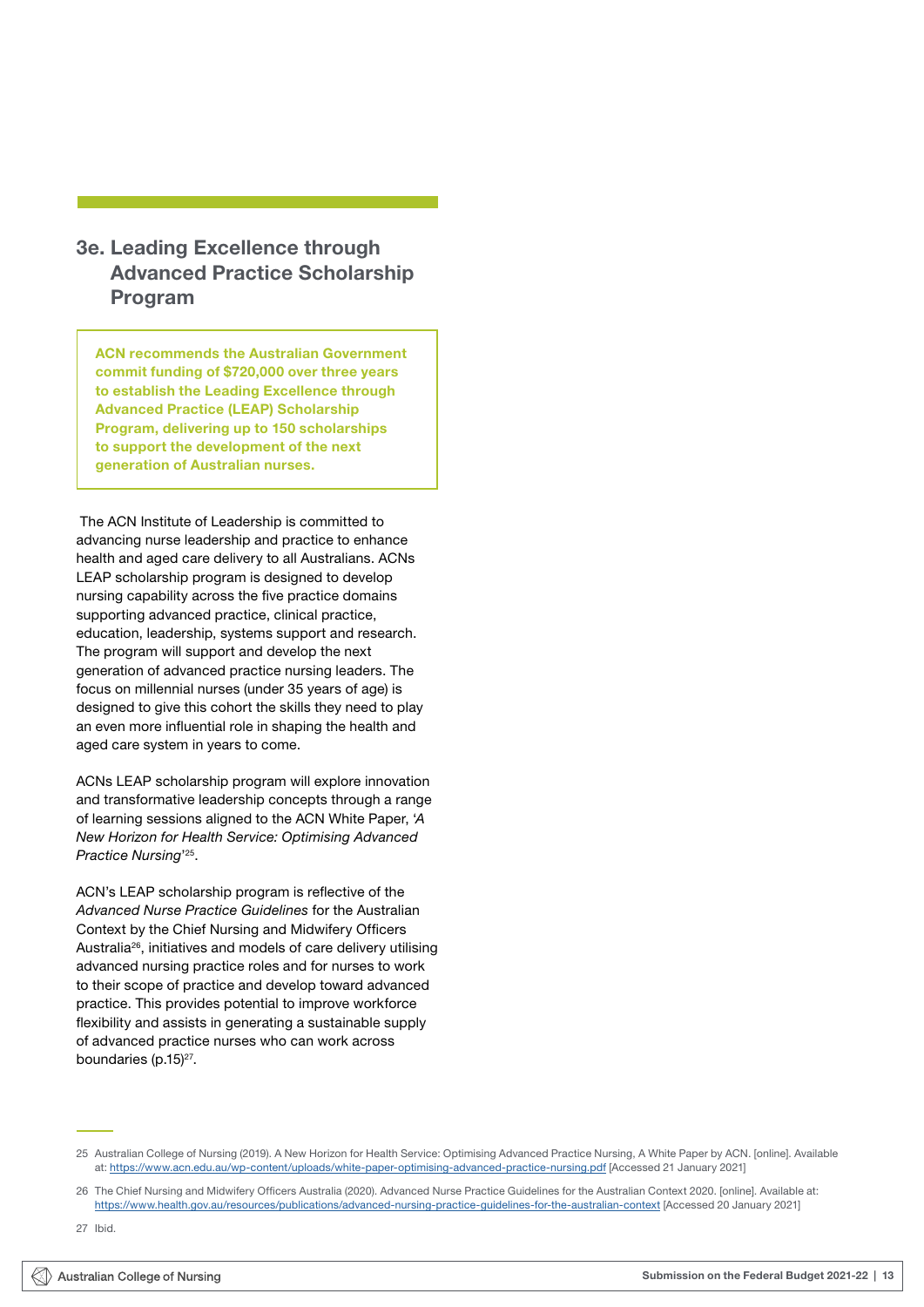## 3e. Leading Excellence through Advanced Practice Scholarship Program

**ACN recommends the Australian Government commit funding of $720,000 over three years to establish the Leading Excellence through Advanced Practice (LEAP) Scholarship Program, delivering up to 150 scholarships to support the development of the next generation of Australian nurses.**

The ACN Institute of Leadership is committed to advancing nurse leadership and practice to enhance health and aged care delivery to all Australians. ACNs LEAP scholarship program is designed to develop nursing capability across the five practice domains supporting advanced practice, clinical practice, education, leadership, systems support and research. The program will support and develop the next generation of advanced practice nursing leaders. The focus on millennial nurses (under 35 years of age) is designed to give this cohort the skills they need to play an even more influential role in shaping the health and aged care system in years to come.

ACNs LEAP scholarship program will explore innovation and transformative leadership concepts through a range of learning sessions aligned to the ACN White Paper, *'A New Horizon for Health Service: Optimising Advanced Practice Nursing'*[25].

ACN's LEAP scholarship program is reflective of the *Advanced Nurse Practice Guidelines* for the Australian Context by the Chief Nursing and Midwifery Officers Australia[26], initiatives and models of care delivery utilising advanced nursing practice roles and for nurses to work to their scope of practice and develop toward advanced practice. This provides potential to improve workforce flexibility and assists in generating a sustainable supply of advanced practice nurses who can work across boundaries (p.15)[27].

---

25 Australian College of Nursing (2019). A New Horizon for Health Service: Optimising Advanced Practice Nursing, A White Paper by ACN. [online]. Available at: https://www.acn.edu.au/wp-content/uploads/white-paper-optimising-advanced-practice-nursing.pdf [Accessed 21 January 2021]

26 The Chief Nursing and Midwifery Officers Australia (2020). Advanced Nurse Practice Guidelines for the Australian Context 2020. [online]. Available at: https://www.health.gov.au/resources/publications/advanced-nursing-practice-guidelines-for-the-australian-context [Accessed 20 January 2021]

27 Ibid.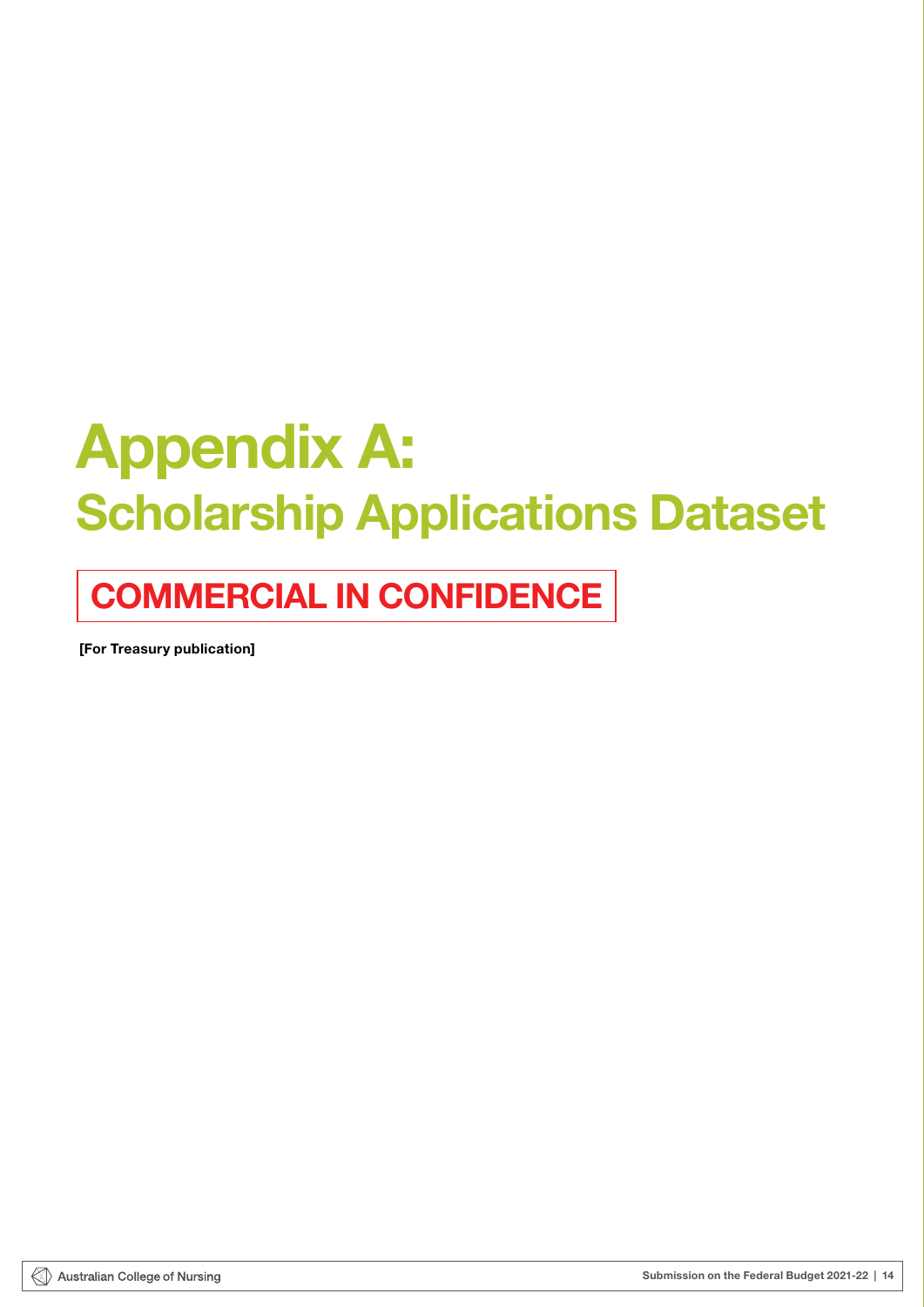# Appendix A:
## Scholarship Applications Dataset

**COMMERCIAL IN CONFIDENCE**

**[For Treasury publication]**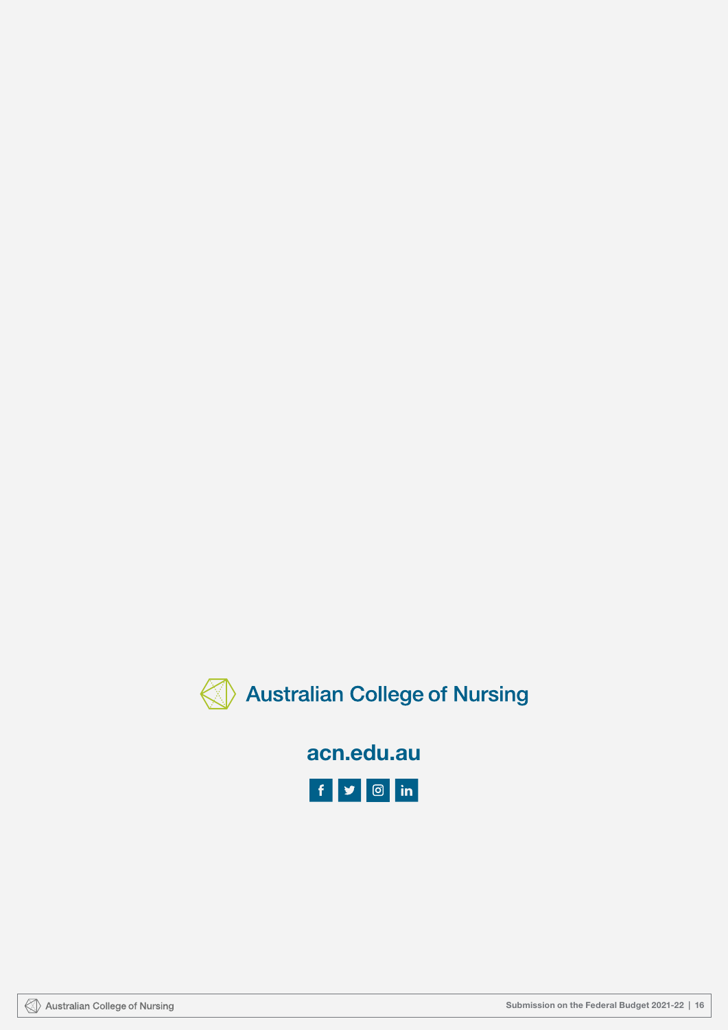Australian College of Nursing

acn.edu.au